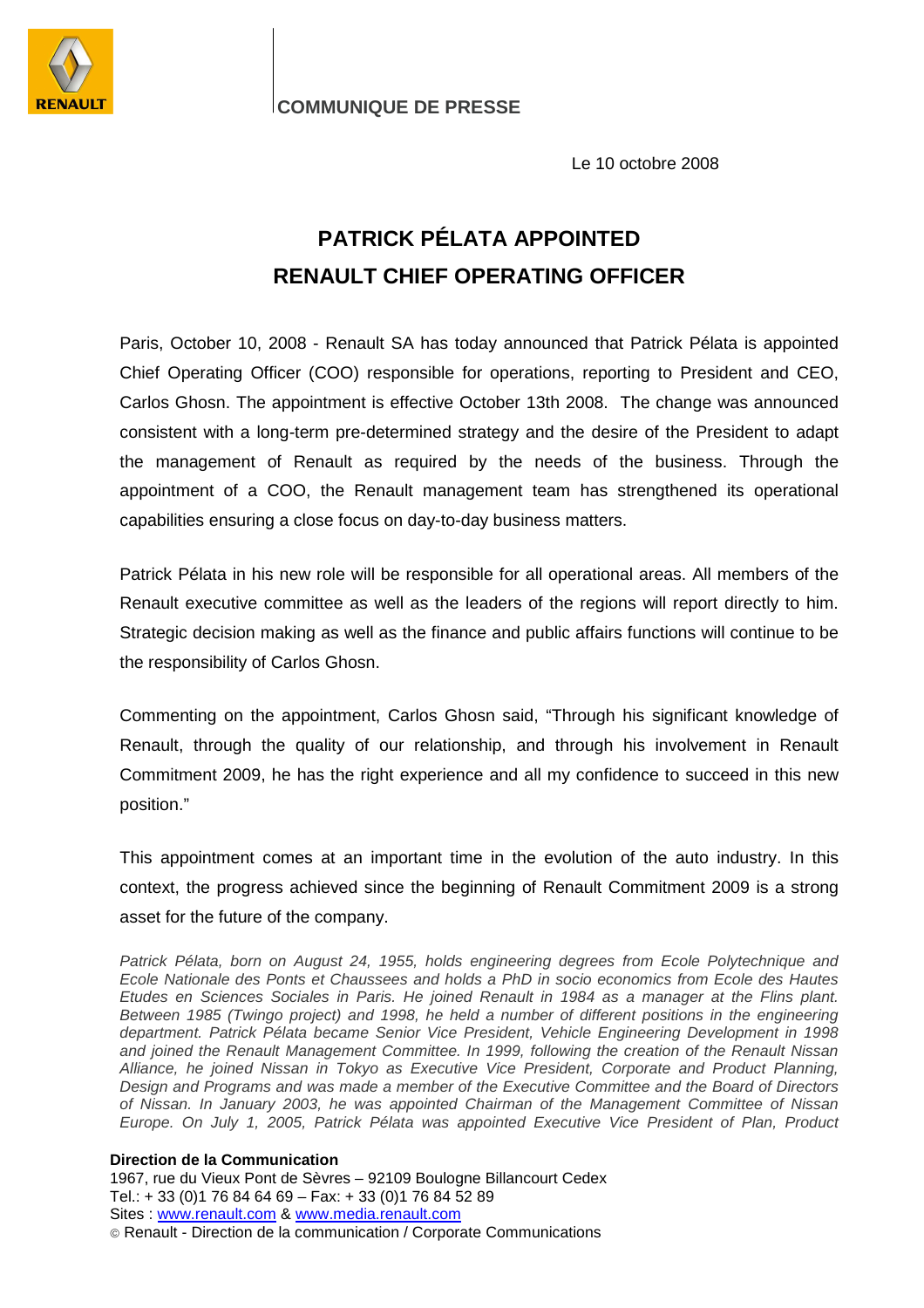**COMMUNIQUE DE PRESSE**

Le 10 octobre 2008

# PATRICK PÉLATA APPOINTED RENAULT CHIEF OPERATING OFFICER

Paris, October 10, 2008 - Renault SA has today announced that Patrick Pélata is appointed Chief Operating Officer (COO) responsible for operations, reporting to President and CEO, Carlos Ghosn. The appointment is effective October 13th 2008. The change was announced consistent with a long-term pre-determined strategy and the desire of the President to adapt the management of Renault as required by the needs of the business. Through the appointment of a COO, the Renault management team has strengthened its operational capabilities ensuring a close focus on day-to-day business matters.

Patrick Pélata in his new role will be responsible for all operational areas. All members of the Renault executive committee as well as the leaders of the regions will report directly to him. Strategic decision making as well as the finance and public affairs functions will continue to be the responsibility of Carlos Ghosn.

Commenting on the appointment, Carlos Ghosn said, "Through his significant knowledge of Renault, through the quality of our relationship, and through his involvement in Renault Commitment 2009, he has the right experience and all my confidence to succeed in this new position."

This appointment comes at an important time in the evolution of the auto industry. In this context, the progress achieved since the beginning of Renault Commitment 2009 is a strong asset for the future of the company.

*Patrick Pélata, born on August 24, 1955, holds engineering degrees from Ecole Polytechnique and Ecole Nationale des Ponts et Chaussees and holds a PhD in socio economics from Ecole des Hautes Etudes en Sciences Sociales in Paris. He joined Renault in 1984 as a manager at the Flins plant. Between 1985 (Twingo project) and 1998, he held a number of different positions in the engineering department. Patrick Pélata became Senior Vice President, Vehicle Engineering Development in 1998 and joined the Renault Management Committee. In 1999, following the creation of the Renault Nissan Alliance, he joined Nissan in Tokyo as Executive Vice President, Corporate and Product Planning, Design and Programs and was made a member of the Executive Committee and the Board of Directors of Nissan. In January 2003, he was appointed Chairman of the Management Committee of Nissan Europe. On July 1, 2005, Patrick Pélata was appointed Executive Vice President of Plan, Product*

**Direction de la Communication**
1967, rue du Vieux Pont de Sèvres – 92109 Boulogne Billancourt Cedex
Tel.: + 33 (0)1 76 84 64 69 – Fax: + 33 (0)1 76 84 52 89
Sites : www.renault.com & www.media.renault.com
© Renault - Direction de la communication / Corporate Communications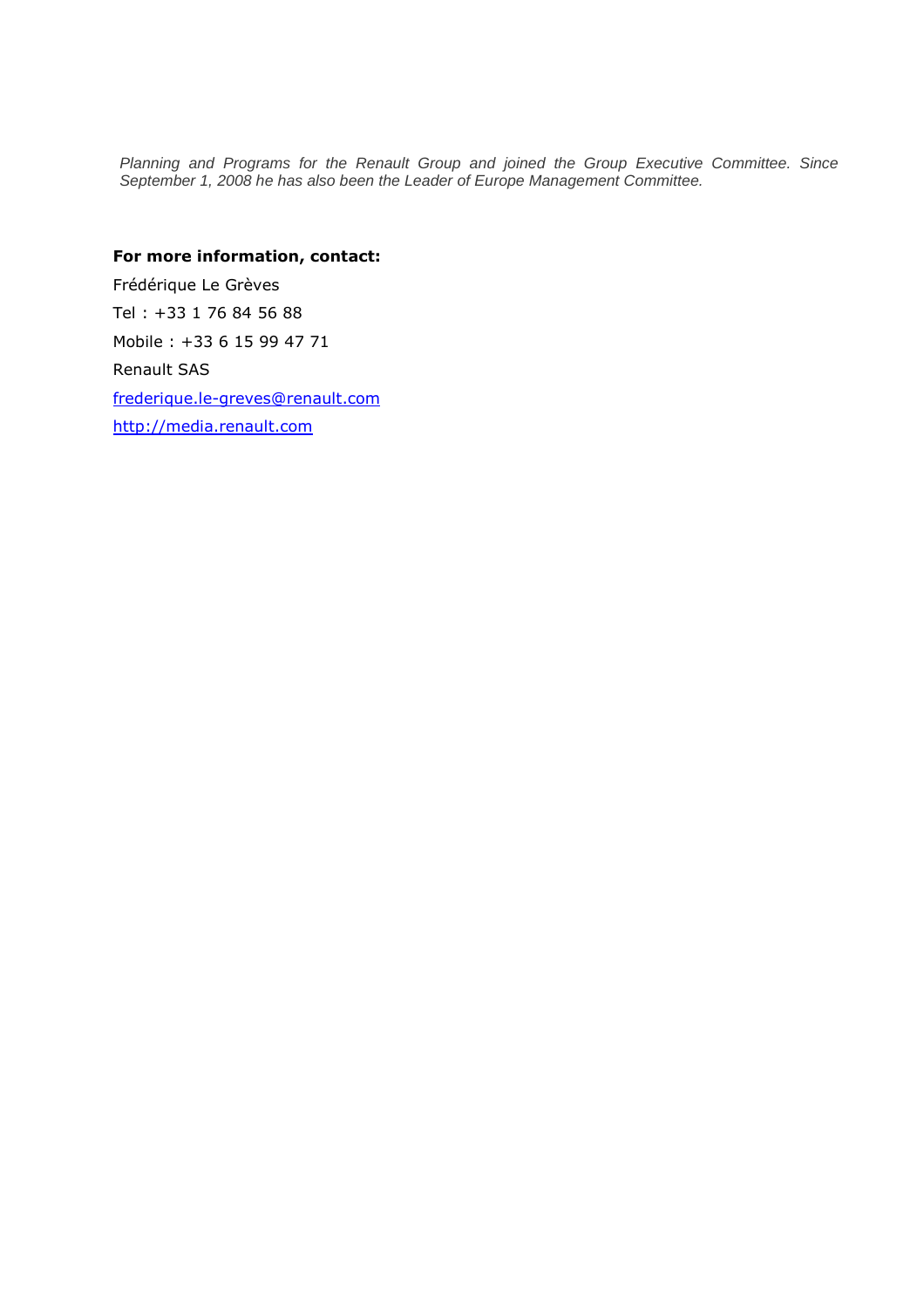*Planning and Programs for the Renault Group and joined the Group Executive Committee. Since September 1, 2008 he has also been the Leader of Europe Management Committee.*

**For more information, contact:**

Frédérique Le Grèves

Tel : +33 1 76 84 56 88

Mobile : +33 6 15 99 47 71

Renault SAS

frederique.le-greves@renault.com

http://media.renault.com